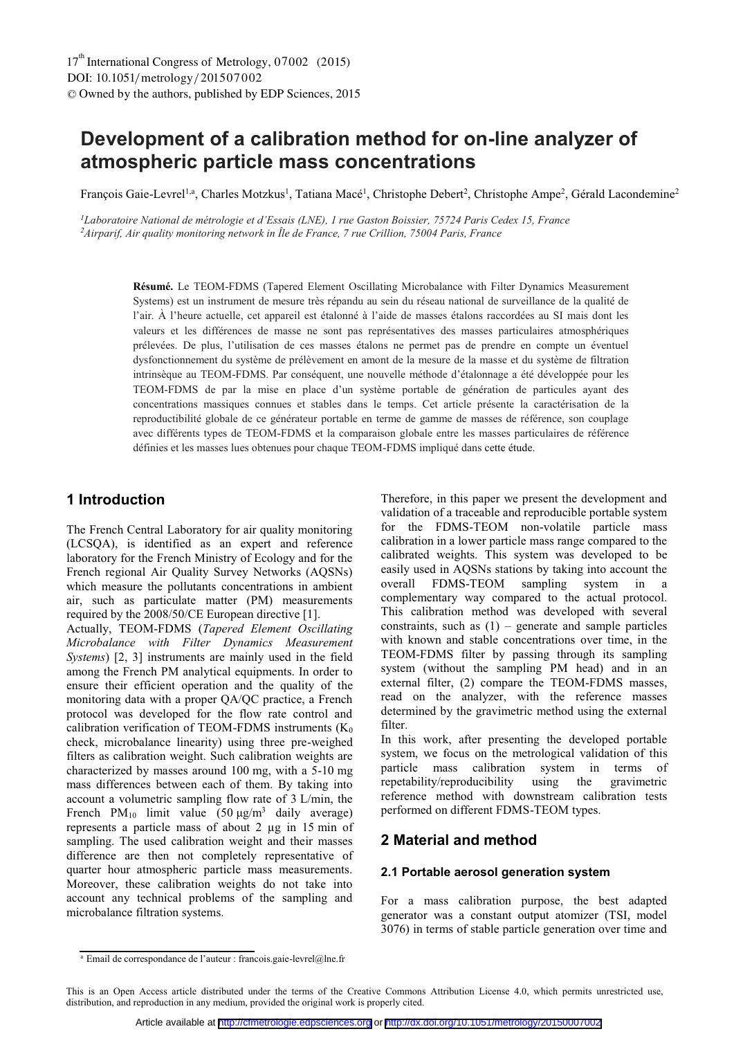# Development of a calibration method for on-line analyzer of atmospheric particle mass concentrations

François Gaie-Levrel[1,a], Charles Motzkus[1], Tatiana Macé[1], Christophe Debert[2], Christophe Ampe[2], Gérald Lacondemine[2]

[1] *Laboratoire National de métrologie et d'Essais (LNE), 1 rue Gaston Boissier, 75724 Paris Cedex 15, France*
[2] *Airparif, Air quality monitoring network in Île de France, 7 rue Crillion, 75004 Paris, France*

**Résumé.** Le TEOM-FDMS (Tapered Element Oscillating Microbalance with Filter Dynamics Measurement Systems) est un instrument de mesure très répandu au sein du réseau national de surveillance de la qualité de l'air. À l'heure actuelle, cet appareil est étalonné à l'aide de masses étalons raccordées au SI mais dont les valeurs et les différences de masse ne sont pas représentatives des masses particulaires atmosphériques prélevées. De plus, l'utilisation de ces masses étalons ne permet pas de prendre en compte un éventuel dysfonctionnement du système de prélèvement en amont de la mesure de la masse et du système de filtration intrinsèque au TEOM-FDMS. Par conséquent, une nouvelle méthode d'étalonnage a été développée pour les TEOM-FDMS de par la mise en place d'un système portable de génération de particules ayant des concentrations massiques connues et stables dans le temps. Cet article présente la caractérisation de la reproductibilité globale de ce générateur portable en terme de gamme de masses de référence, son couplage avec différents types de TEOM-FDMS et la comparaison globale entre les masses particulaires de référence définies et les masses lues obtenues pour chaque TEOM-FDMS impliqué dans cette étude.

## 1 Introduction

The French Central Laboratory for air quality monitoring (LCSQA), is identified as an expert and reference laboratory for the French Ministry of Ecology and for the French regional Air Quality Survey Networks (AQSNs) which measure the pollutants concentrations in ambient air, such as particulate matter (PM) measurements required by the 2008/50/CE European directive [1].

Actually, TEOM-FDMS (*Tapered Element Oscillating Microbalance with Filter Dynamics Measurement Systems*) [2, 3] instruments are mainly used in the field among the French PM analytical equipments. In order to ensure their efficient operation and the quality of the monitoring data with a proper QA/QC practice, a French protocol was developed for the flow rate control and calibration verification of TEOM-FDMS instruments ($K_0$ check, microbalance linearity) using three pre-weighed filters as calibration weight. Such calibration weights are characterized by masses around 100 mg, with a 5-10 mg mass differences between each of them. By taking into account a volumetric sampling flow rate of 3 L/min, the French $PM_{10}$ limit value (50 µg/m$^3$ daily average) represents a particle mass of about 2 µg in 15 min of sampling. The used calibration weight and their masses difference are then not completely representative of quarter hour atmospheric particle mass measurements. Moreover, these calibration weights do not take into account any technical problems of the sampling and microbalance filtration systems.

Therefore, in this paper we present the development and validation of a traceable and reproducible portable system for the FDMS-TEOM non-volatile particle mass calibration in a lower particle mass range compared to the calibrated weights. This system was developed to be easily used in AQSNs stations by taking into account the overall FDMS-TEOM sampling system in a complementary way compared to the actual protocol. This calibration method was developed with several constraints, such as (1) – generate and sample particles with known and stable concentrations over time, in the TEOM-FDMS filter by passing through its sampling system (without the sampling PM head) and in an external filter, (2) compare the TEOM-FDMS masses, read on the analyzer, with the reference masses determined by the gravimetric method using the external filter.

In this work, after presenting the developed portable system, we focus on the metrological validation of this particle mass calibration system in terms of repetability/reproducibility using the gravimetric reference method with downstream calibration tests performed on different FDMS-TEOM types.

## 2 Material and method

### 2.1 Portable aerosol generation system

For a mass calibration purpose, the best adapted generator was a constant output atomizer (TSI, model 3076) in terms of stable particle generation over time and

[a] Email de correspondance de l'auteur : francois.gaie-levrel@lne.fr

This is an Open Access article distributed under the terms of the Creative Commons Attribution License 4.0, which permits unrestricted use, distribution, and reproduction in any medium, provided the original work is properly cited.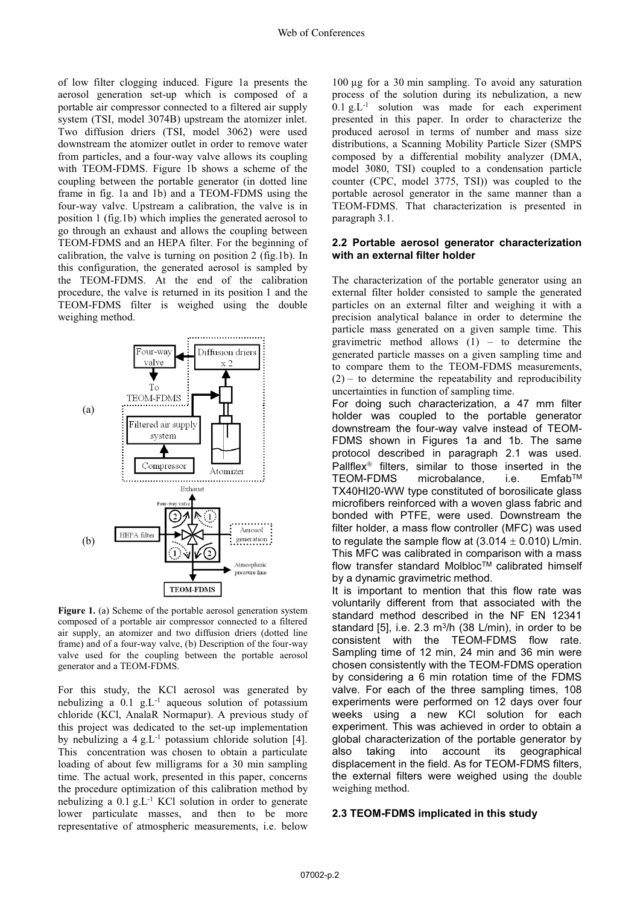of low filter clogging induced. Figure 1a presents the aerosol generation set-up which is composed of a portable air compressor connected to a filtered air supply system (TSI, model 3074B) upstream the atomizer inlet. Two diffusion driers (TSI, model 3062) were used downstream the atomizer outlet in order to remove water from particles, and a four-way valve allows its coupling with TEOM-FDMS. Figure 1b shows a scheme of the coupling between the portable generator (in dotted line frame in fig. 1a and 1b) and a TEOM-FDMS using the four-way valve. Upstream a calibration, the valve is in position 1 (fig.1b) which implies the generated aerosol to go through an exhaust and allows the coupling between TEOM-FDMS and an HEPA filter. For the beginning of calibration, the valve is turning on position 2 (fig.1b). In this configuration, the generated aerosol is sampled by the TEOM-FDMS. At the end of the calibration procedure, the valve is returned in its position 1 and the TEOM-FDMS filter is weighed using the double weighing method.

**Figure 1.** (a) Scheme of the portable aerosol generation system composed of a portable air compressor connected to a filtered air supply, an atomizer and two diffusion driers (dotted line frame) and of a four-way valve, (b) Description of the four-way valve used for the coupling between the portable aerosol generator and a TEOM-FDMS.

For this study, the KCl aerosol was generated by nebulizing a 0.1 g.L$^{-1}$ aqueous solution of potassium chloride (KCl, AnalaR Normapur). A previous study of this project was dedicated to the set-up implementation by nebulizing a 4 g.L$^{-1}$ potassium chloride solution [4]. This concentration was chosen to obtain a particulate loading of about few milligrams for a 30 min sampling time. The actual work, presented in this paper, concerns the procedure optimization of this calibration method by nebulizing a 0.1 g.L$^{-1}$ KCl solution in order to generate lower particulate masses, and then to be more representative of atmospheric measurements, i.e. below 100 µg for a 30 min sampling. To avoid any saturation process of the solution during its nebulization, a new 0.1 g.L$^{-1}$ solution was made for each experiment presented in this paper. In order to characterize the produced aerosol in terms of number and mass size distributions, a Scanning Mobility Particle Sizer (SMPS composed by a differential mobility analyzer (DMA, model 3080, TSI) coupled to a condensation particle counter (CPC, model 3775, TSI)) was coupled to the portable aerosol generator in the same manner than a TEOM-FDMS. That characterization is presented in paragraph 3.1.

### 2.2 Portable aerosol generator characterization with an external filter holder

The characterization of the portable generator using an external filter holder consisted to sample the generated particles on an external filter and weighing it with a precision analytical balance in order to determine the particle mass generated on a given sample time. This gravimetric method allows (1) – to determine the generated particle masses on a given sampling time and to compare them to the TEOM-FDMS measurements, (2) – to determine the repeatability and reproducibility uncertainties in function of sampling time.

For doing such characterization, a 47 mm filter holder was coupled to the portable generator downstream the four-way valve instead of TEOM-FDMS shown in Figures 1a and 1b. The same protocol described in paragraph 2.1 was used. Pallflex® filters, similar to those inserted in the TEOM-FDMS microbalance, i.e. Emfab™ TX40HI20-WW type constituted of borosilicate glass microfibers reinforced with a woven glass fabric and bonded with PTFE, were used. Downstream the filter holder, a mass flow controller (MFC) was used to regulate the sample flow at (3.014 ± 0.010) L/min. This MFC was calibrated in comparison with a mass flow transfer standard Molbloc™ calibrated himself by a dynamic gravimetric method.

It is important to mention that this flow rate was voluntarily different from that associated with the standard method described in the NF EN 12341 standard [5], i.e. 2.3 m$^3$/h (38 L/min), in order to be consistent with the TEOM-FDMS flow rate. Sampling time of 12 min, 24 min and 36 min were chosen consistently with the TEOM-FDMS operation by considering a 6 min rotation time of the FDMS valve. For each of the three sampling times, 108 experiments were performed on 12 days over four weeks using a new KCl solution for each experiment. This was achieved in order to obtain a global characterization of the portable generator by also taking into account its geographical displacement in the field. As for TEOM-FDMS filters, the external filters were weighed using the double weighing method.

### 2.3 TEOM-FDMS implicated in this study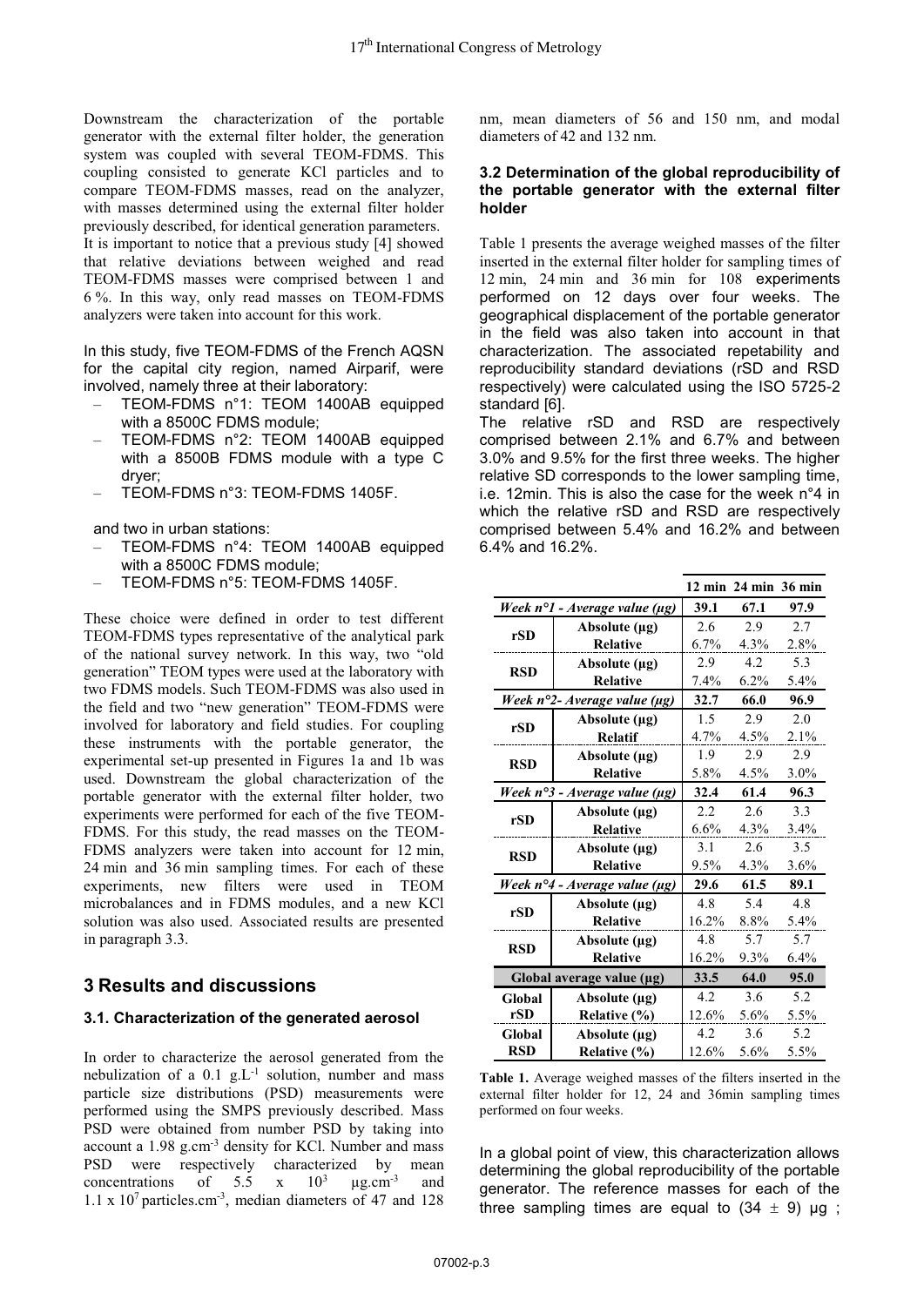Downstream the characterization of the portable generator with the external filter holder, the generation system was coupled with several TEOM-FDMS. This coupling consisted to generate KCl particles and to compare TEOM-FDMS masses, read on the analyzer, with masses determined using the external filter holder previously described, for identical generation parameters. It is important to notice that a previous study [4] showed that relative deviations between weighed and read TEOM-FDMS masses were comprised between 1 and 6 %. In this way, only read masses on TEOM-FDMS analyzers were taken into account for this work.

In this study, five TEOM-FDMS of the French AQSN for the capital city region, named Airparif, were involved, namely three at their laboratory:

- TEOM-FDMS n°1: TEOM 1400AB equipped with a 8500C FDMS module;
- TEOM-FDMS n°2: TEOM 1400AB equipped with a 8500B FDMS module with a type C dryer;
- TEOM-FDMS n°3: TEOM-FDMS 1405F.

and two in urban stations:

- TEOM-FDMS n°4: TEOM 1400AB equipped with a 8500C FDMS module;
- TEOM-FDMS n°5: TEOM-FDMS 1405F.

These choice were defined in order to test different TEOM-FDMS types representative of the analytical park of the national survey network. In this way, two "old generation" TEOM types were used at the laboratory with two FDMS models. Such TEOM-FDMS was also used in the field and two "new generation" TEOM-FDMS were involved for laboratory and field studies. For coupling these instruments with the portable generator, the experimental set-up presented in Figures 1a and 1b was used. Downstream the global characterization of the portable generator with the external filter holder, two experiments were performed for each of the five TEOM-FDMS. For this study, the read masses on the TEOM-FDMS analyzers were taken into account for 12 min, 24 min and 36 min sampling times. For each of these experiments, new filters were used in TEOM microbalances and in FDMS modules, and a new KCl solution was also used. Associated results are presented in paragraph 3.3.

## 3 Results and discussions

### 3.1. Characterization of the generated aerosol

In order to characterize the aerosol generated from the nebulization of a 0.1 $g.L^{-1}$ solution, number and mass particle size distributions (PSD) measurements were performed using the SMPS previously described. Mass PSD were obtained from number PSD by taking into account a 1.98 $g.cm^{-3}$ density for KCl. Number and mass PSD were respectively characterized by mean concentrations of $5.5 \times 10^3$ $\mu g.cm^{-3}$ and $1.1 \times 10^7$ $particles.cm^{-3}$, median diameters of 47 and 128 nm, mean diameters of 56 and 150 nm, and modal diameters of 42 and 132 nm.

### 3.2 Determination of the global reproducibility of the portable generator with the external filter holder

Table 1 presents the average weighed masses of the filter inserted in the external filter holder for sampling times of 12 min, 24 min and 36 min for 108 experiments performed on 12 days over four weeks. The geographical displacement of the portable generator in the field was also taken into account in that characterization. The associated repetability and reproducibility standard deviations (rSD and RSD respectively) were calculated using the ISO 5725-2 standard [6].

The relative rSD and RSD are respectively comprised between 2.1% and 6.7% and between 3.0% and 9.5% for the first three weeks. The higher relative SD corresponds to the lower sampling time, i.e. 12min. This is also the case for the week n°4 in which the relative rSD and RSD are respectively comprised between 5.4% and 16.2% and between 6.4% and 16.2%.

| | | 12 min | 24 min | 36 min |
|---|---|---|---|---|
| *Week n°1 - Average value (µg)* | | **39.1** | **67.1** | **97.9** |
| **rSD** | **Absolute (µg)** | 2.6 | 2.9 | 2.7 |
| | **Relative** | 6.7% | 4.3% | 2.8% |
| **RSD** | **Absolute (µg)** | 2.9 | 4.2 | 5.3 |
| | **Relative** | 7.4% | 6.2% | 5.4% |
| *Week n°2- Average value (µg)* | | **32.7** | **66.0** | **96.9** |
| **rSD** | **Absolute (µg)** | 1.5 | 2.9 | 2.0 |
| | **Relatif** | 4.7% | 4.5% | 2.1% |
| **RSD** | **Absolute (µg)** | 1.9 | 2.9 | 2.9 |
| | **Relative** | 5.8% | 4.5% | 3.0% |
| *Week n°3 - Average value (µg)* | | **32.4** | **61.4** | **96.3** |
| **rSD** | **Absolute (µg)** | 2.2 | 2.6 | 3.3 |
| | **Relative** | 6.6% | 4.3% | 3.4% |
| **RSD** | **Absolute (µg)** | 3.1 | 2.6 | 3.5 |
| | **Relative** | 9.5% | 4.3% | 3.6% |
| *Week n°4 - Average value (µg)* | | **29.6** | **61.5** | **89.1** |
| **rSD** | **Absolute (µg)** | 4.8 | 5.4 | 4.8 |
| | **Relative** | 16.2% | 8.8% | 5.4% |
| **RSD** | **Absolute (µg)** | 4.8 | 5.7 | 5.7 |
| | **Relative** | 16.2% | 9.3% | 6.4% |
| **Global average value (µg)** | | **33.5** | **64.0** | **95.0** |
| **Global rSD** | **Absolute (µg)** | 4.2 | 3.6 | 5.2 |
| | **Relative (%)** | 12.6% | 5.6% | 5.5% |
| **Global RSD** | **Absolute (µg)** | 4.2 | 3.6 | 5.2 |
| | **Relative (%)** | 12.6% | 5.6% | 5.5% |

**Table 1.** Average weighed masses of the filters inserted in the external filter holder for 12, 24 and 36min sampling times performed on four weeks.

In a global point of view, this characterization allows determining the global reproducibility of the portable generator. The reference masses for each of the three sampling times are equal to $(34 \pm 9)$ µg ;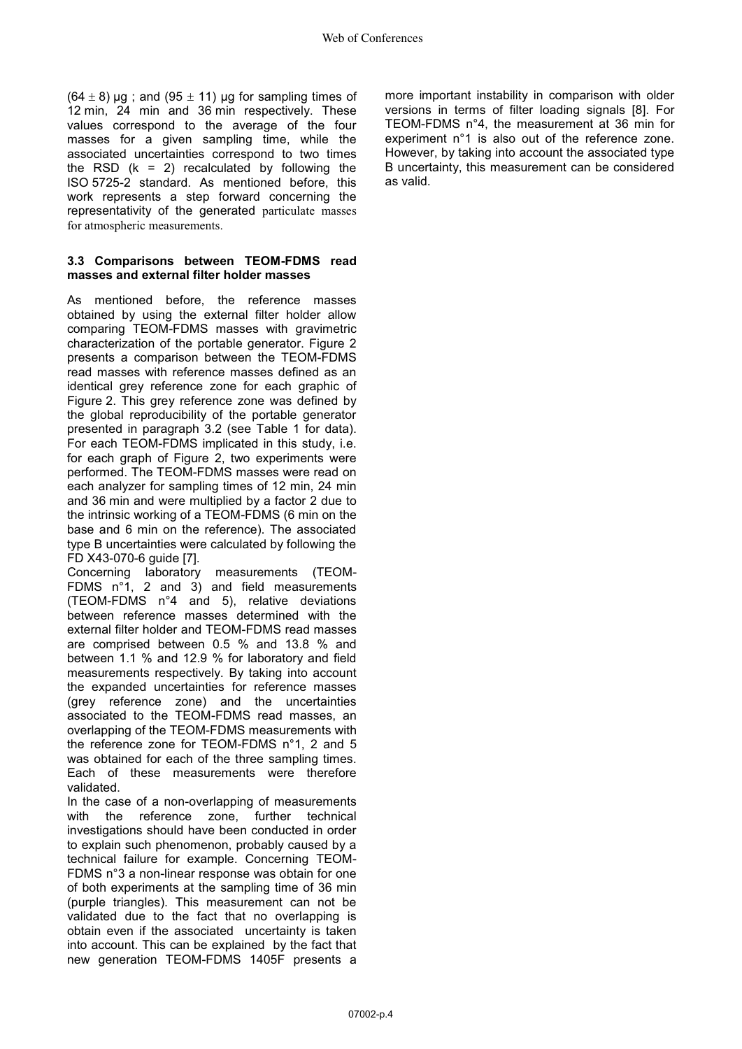$(64 \pm 8)$ µg ; and $(95 \pm 11)$ µg for sampling times of 12 min, 24 min and 36 min respectively. These values correspond to the average of the four masses for a given sampling time, while the associated uncertainties correspond to two times the RSD ($k = 2$) recalculated by following the ISO 5725-2 standard. As mentioned before, this work represents a step forward concerning the representativity of the generated particulate masses for atmospheric measurements.

### 3.3 Comparisons between TEOM-FDMS read masses and external filter holder masses

As mentioned before, the reference masses obtained by using the external filter holder allow comparing TEOM-FDMS masses with gravimetric characterization of the portable generator. Figure 2 presents a comparison between the TEOM-FDMS read masses with reference masses defined as an identical grey reference zone for each graphic of Figure 2. This grey reference zone was defined by the global reproducibility of the portable generator presented in paragraph 3.2 (see Table 1 for data). For each TEOM-FDMS implicated in this study, i.e. for each graph of Figure 2, two experiments were performed. The TEOM-FDMS masses were read on each analyzer for sampling times of 12 min, 24 min and 36 min and were multiplied by a factor 2 due to the intrinsic working of a TEOM-FDMS (6 min on the base and 6 min on the reference). The associated type B uncertainties were calculated by following the FD X43-070-6 guide [7].

Concerning laboratory measurements (TEOM-FDMS n°1, 2 and 3) and field measurements (TEOM-FDMS n°4 and 5), relative deviations between reference masses determined with the external filter holder and TEOM-FDMS read masses are comprised between 0.5 % and 13.8 % and between 1.1 % and 12.9 % for laboratory and field measurements respectively. By taking into account the expanded uncertainties for reference masses (grey reference zone) and the uncertainties associated to the TEOM-FDMS read masses, an overlapping of the TEOM-FDMS measurements with the reference zone for TEOM-FDMS n°1, 2 and 5 was obtained for each of the three sampling times. Each of these measurements were therefore validated.

In the case of a non-overlapping of measurements with the reference zone, further technical investigations should have been conducted in order to explain such phenomenon, probably caused by a technical failure for example. Concerning TEOM-FDMS n°3 a non-linear response was obtain for one of both experiments at the sampling time of 36 min (purple triangles). This measurement can not be validated due to the fact that no overlapping is obtain even if the associated uncertainty is taken into account. This can be explained by the fact that new generation TEOM-FDMS 1405F presents a more important instability in comparison with older versions in terms of filter loading signals [8]. For TEOM-FDMS n°4, the measurement at 36 min for experiment n°1 is also out of the reference zone. However, by taking into account the associated type B uncertainty, this measurement can be considered as valid.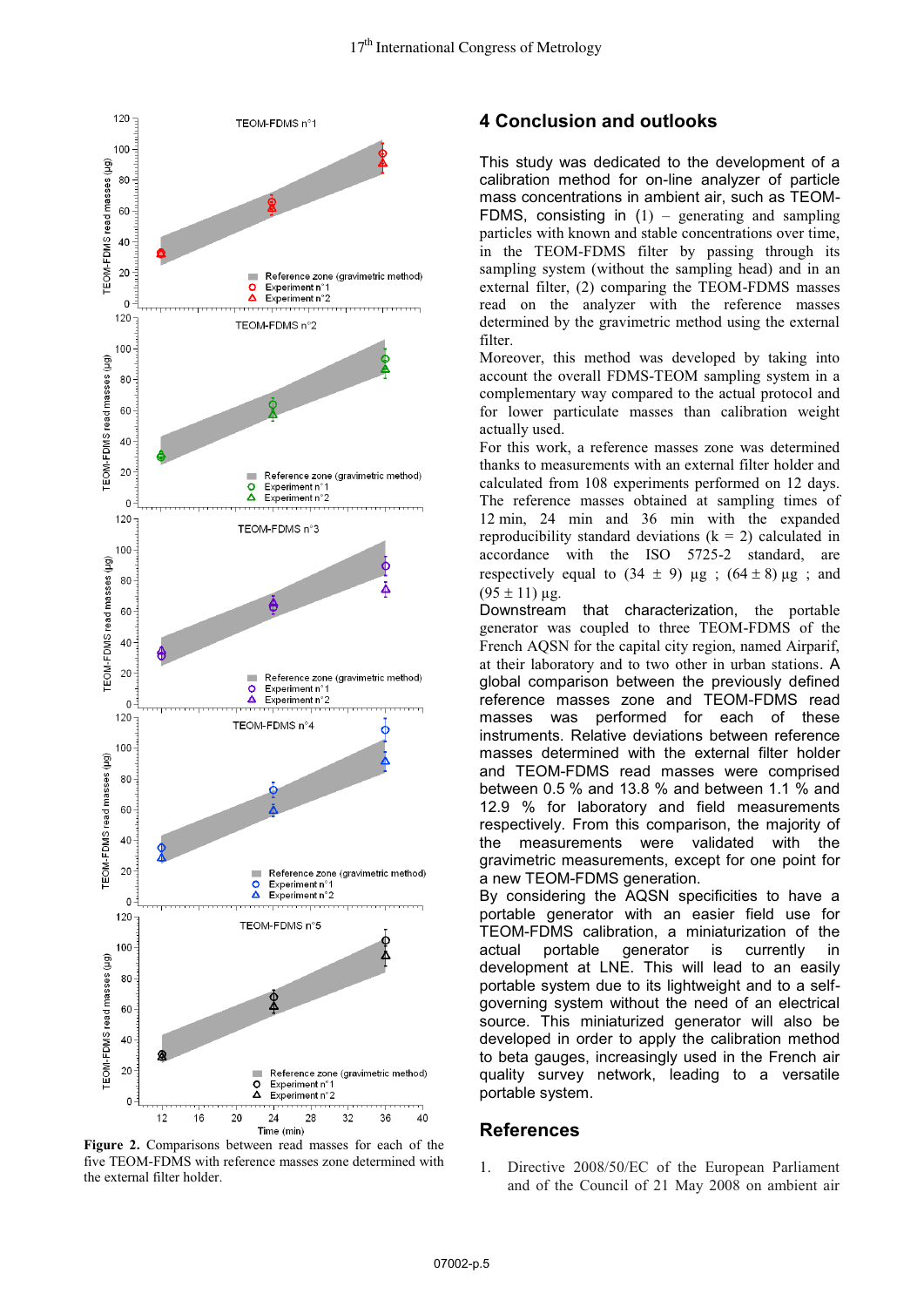Figure 2. Comparisons between read masses for each of the five TEOM-FDMS with reference masses zone determined with the external filter holder.

## 4 Conclusion and outlooks

This study was dedicated to the development of a calibration method for on-line analyzer of particle mass concentrations in ambient air, such as TEOM-FDMS, consisting in (1) – generating and sampling particles with known and stable concentrations over time, in the TEOM-FDMS filter by passing through its sampling system (without the sampling head) and in an external filter, (2) comparing the TEOM-FDMS masses read on the analyzer with the reference masses determined by the gravimetric method using the external filter.

Moreover, this method was developed by taking into account the overall FDMS-TEOM sampling system in a complementary way compared to the actual protocol and for lower particulate masses than calibration weight actually used.

For this work, a reference masses zone was determined thanks to measurements with an external filter holder and calculated from 108 experiments performed on 12 days. The reference masses obtained at sampling times of 12 min, 24 min and 36 min with the expanded reproducibility standard deviations (k = 2) calculated in accordance with the ISO 5725-2 standard, are respectively equal to (34 ± 9) µg ; (64 ± 8) µg ; and (95 ± 11) µg.

Downstream that characterization, the portable generator was coupled to three TEOM-FDMS of the French AQSN for the capital city region, named Airparif, at their laboratory and to two other in urban stations. A global comparison between the previously defined reference masses zone and TEOM-FDMS read masses was performed for each of these instruments. Relative deviations between reference masses determined with the external filter holder and TEOM-FDMS read masses were comprised between 0.5 % and 13.8 % and between 1.1 % and 12.9 % for laboratory and field measurements respectively. From this comparison, the majority of the measurements were validated with the gravimetric measurements, except for one point for a new TEOM-FDMS generation.

By considering the AQSN specificities to have a portable generator with an easier field use for TEOM-FDMS calibration, a miniaturization of the actual portable generator is currently in development at LNE. This will lead to an easily portable system due to its lightweight and to a self-governing system without the need of an electrical source. This miniaturized generator will also be developed in order to apply the calibration method to beta gauges, increasingly used in the French air quality survey network, leading to a versatile portable system.

## References

1. Directive 2008/50/EC of the European Parliament and of the Council of 21 May 2008 on ambient air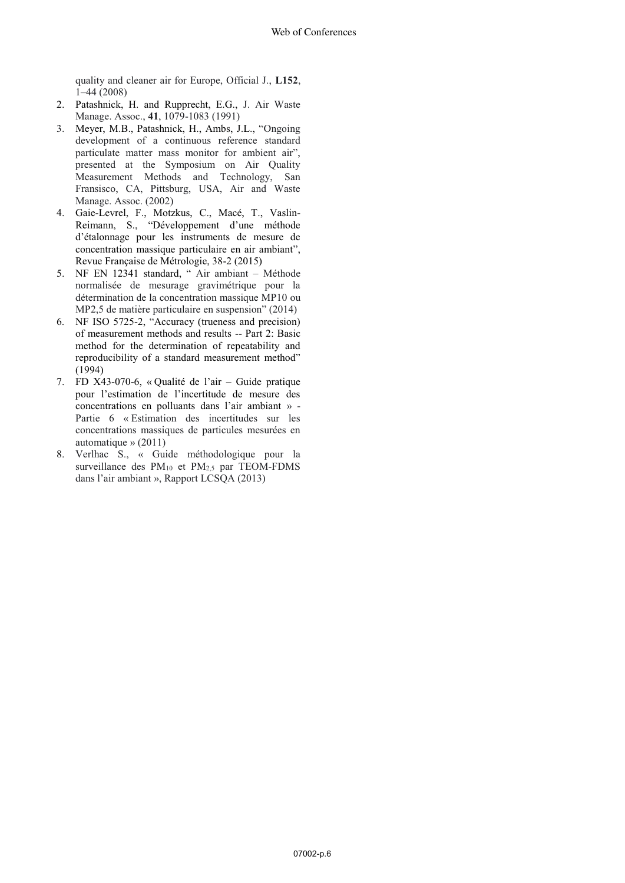quality and cleaner air for Europe, Official J., **L152**, 1–44 (2008)

2. Patashnick, H. and Rupprecht, E.G., J. Air Waste Manage. Assoc., **41**, 1079-1083 (1991)
3. Meyer, M.B., Patashnick, H., Ambs, J.L., "Ongoing development of a continuous reference standard particulate matter mass monitor for ambient air", presented at the Symposium on Air Quality Measurement Methods and Technology, San Fransisco, CA, Pittsburg, USA, Air and Waste Manage. Assoc. (2002)
4. Gaie-Levrel, F., Motzkus, C., Macé, T., Vaslin-Reimann, S., "Développement d'une méthode d'étalonnage pour les instruments de mesure de concentration massique particulaire en air ambiant", Revue Française de Métrologie, 38-2 (2015)
5. NF EN 12341 standard, " Air ambiant – Méthode normalisée de mesurage gravimétrique pour la détermination de la concentration massique MP10 ou MP2,5 de matière particulaire en suspension" (2014)
6. NF ISO 5725-2, "Accuracy (trueness and precision) of measurement methods and results -- Part 2: Basic method for the determination of repeatability and reproducibility of a standard measurement method" (1994)
7. FD X43-070-6, « Qualité de l'air – Guide pratique pour l'estimation de l'incertitude de mesure des concentrations en polluants dans l'air ambiant » - Partie 6 « Estimation des incertitudes sur les concentrations massiques de particules mesurées en automatique » (2011)
8. Verlhac S., « Guide méthodologique pour la surveillance des $PM_{10}$ et $PM_{2,5}$ par TEOM-FDMS dans l'air ambiant », Rapport LCSQA (2013)